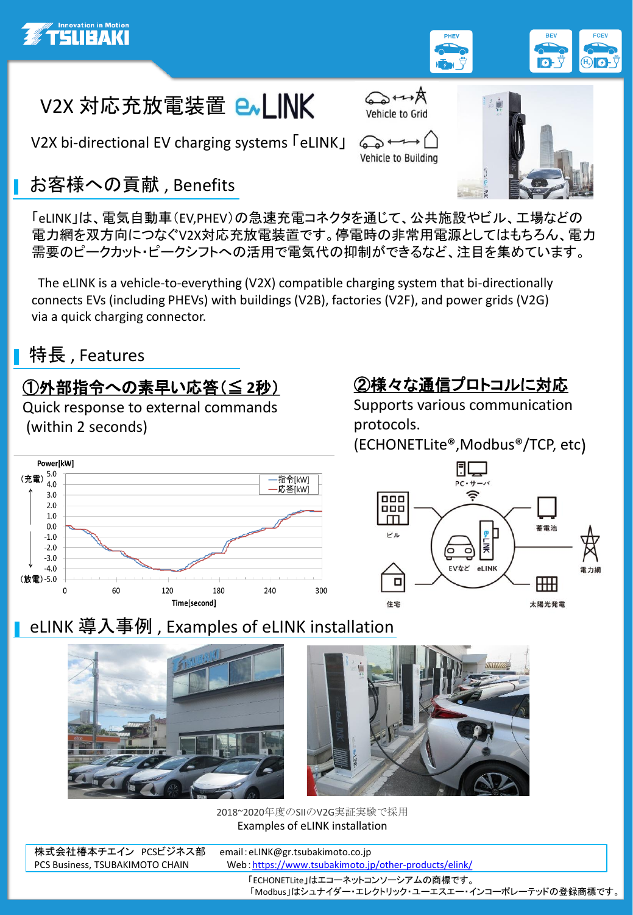# V2X 対応充放電装置 eLINK

V2X bi-directional EV charging systems「eLINK」

Vehicle to Grid

Vehicle to Building

## お客様への貢献 , Benefits

「eLINK」は、電気自動車(EV,PHEV)の急速充電コネクタを通じて、公共施設やビル、工場などの電力網を双方向につなぐV2X対応充放電装置です。停電時の非常用電源としてはもちろん、電力需要のピークカット・ピークシフトへの活用で電気代の抑制ができるなど、注目を集めています。

The eLINK is a vehicle-to-everything (V2X) compatible charging system that bi-directionally connects EVs (including PHEVs) with buildings (V2B), factories (V2F), and power grids (V2G) via a quick charging connector.

## 特長 , Features

### ①外部指令への素早い応答(≦ 2秒)

Quick response to external commands (within 2 seconds)

Power[kW]

(充電) / (放電)

—指令[kW] —応答[kW]

Time[second]

### ②様々な通信プロトコルに対応

Supports various communication protocols.

(ECHONETLite®,Modbus®/TCP, etc)

PC・サーバ / ビル / 蓄電池 / EVなど / eLINK / 電力網 / 住宅 / 太陽光発電

## eLINK 導入事例 , Examples of eLINK installation

2018~2020年度のSIIのV2G実証実験で採用

Examples of eLINK installation

株式会社椿本チエイン PCSビジネス部 email : eLINK@gr.tsubakimoto.co.jp

PCS Business, TSUBAKIMOTO CHAIN Web : https://www.tsubakimoto.jp/other-products/elink/

「ECHONETLite」はエコーネットコンソーシアムの商標です。

「Modbus」はシュナイダー・エレクトリック・ユーエスエー・インコーポレーテッドの登録商標です。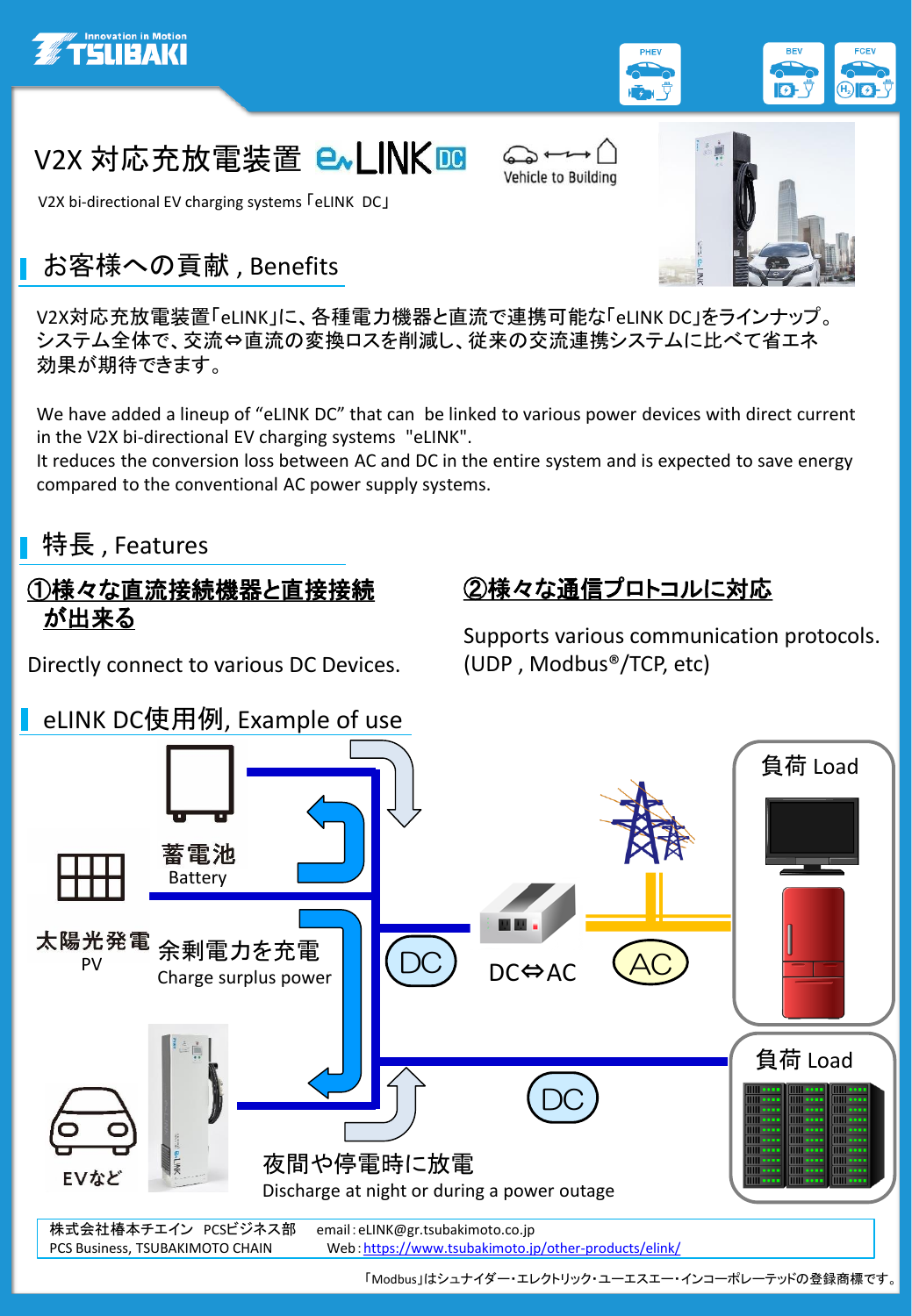TSUBAKI Innovation in Motion

PHEV BEV FCEV

# V2X 対応充放電装置 eLINK DC

Vehicle to Building

V2X bi-directional EV charging systems「eLINK DC」

## お客様への貢献 , Benefits

V2X対応充放電装置「eLINK」に、各種電力機器と直流で連携可能な「eLINK DC」をラインナップ。
システム全体で、交流⇔直流の変換ロスを削減し、従来の交流連携システムに比べて省エネ
効果が期待できます。

We have added a lineup of “eLINK DC” that can be linked to various power devices with direct current in the V2X bi-directional EV charging systems "eLINK".
It reduces the conversion loss between AC and DC in the entire system and is expected to save energy compared to the conventional AC power supply systems.

## 特長 , Features

### ①様々な直流接続機器と直接接続が出来る

Directly connect to various DC Devices.

### ②様々な通信プロトコルに対応

Supports various communication protocols.
(UDP , Modbus®/TCP, etc)

## eLINK DC使用例, Example of use

蓄電池
Battery

太陽光発電
PV

余剰電力を充電
Charge surplus power

EVなど

DC

DC⇔AC

AC

DC

夜間や停電時に放電
Discharge at night or during a power outage

負荷 Load

負荷 Load

株式会社椿本チエイン PCSビジネス部
PCS Business, TSUBAKIMOTO CHAIN

email : eLINK@gr.tsubakimoto.co.jp
Web : https://www.tsubakimoto.jp/other-products/elink/

「Modbus」はシュナイダー・エレクトリック・ユーエスエー・インコーポレーテッドの登録商標です。